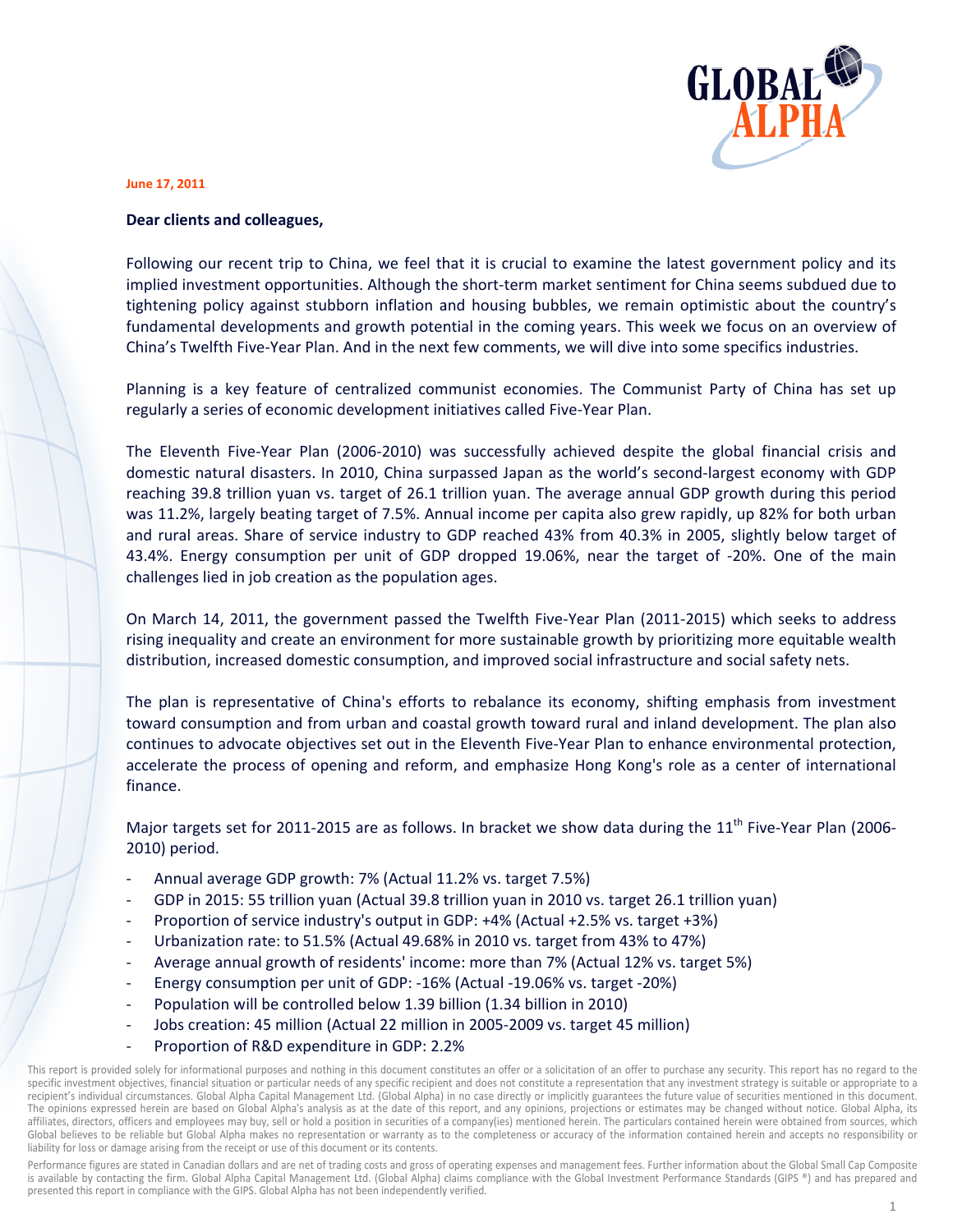**June 17, 2011**

**Dear clients and colleagues,**

Following our recent trip to China, we feel that it is crucial to examine the latest government policy and its implied investment opportunities. Although the short-term market sentiment for China seems subdued due to tightening policy against stubborn inflation and housing bubbles, we remain optimistic about the country's fundamental developments and growth potential in the coming years. This week we focus on an overview of China's Twelfth Five-Year Plan. And in the next few comments, we will dive into some specifics industries.

Planning is a key feature of centralized communist economies. The Communist Party of China has set up regularly a series of economic development initiatives called Five-Year Plan.

The Eleventh Five-Year Plan (2006-2010) was successfully achieved despite the global financial crisis and domestic natural disasters. In 2010, China surpassed Japan as the world's second-largest economy with GDP reaching 39.8 trillion yuan vs. target of 26.1 trillion yuan. The average annual GDP growth during this period was 11.2%, largely beating target of 7.5%. Annual income per capita also grew rapidly, up 82% for both urban and rural areas. Share of service industry to GDP reached 43% from 40.3% in 2005, slightly below target of 43.4%. Energy consumption per unit of GDP dropped 19.06%, near the target of -20%. One of the main challenges lied in job creation as the population ages.

On March 14, 2011, the government passed the Twelfth Five-Year Plan (2011-2015) which seeks to address rising inequality and create an environment for more sustainable growth by prioritizing more equitable wealth distribution, increased domestic consumption, and improved social infrastructure and social safety nets.

The plan is representative of China's efforts to rebalance its economy, shifting emphasis from investment toward consumption and from urban and coastal growth toward rural and inland development. The plan also continues to advocate objectives set out in the Eleventh Five-Year Plan to enhance environmental protection, accelerate the process of opening and reform, and emphasize Hong Kong's role as a center of international finance.

Major targets set for 2011-2015 are as follows. In bracket we show data during the 11th Five-Year Plan (2006-2010) period.

- Annual average GDP growth: 7% (Actual 11.2% vs. target 7.5%)
- GDP in 2015: 55 trillion yuan (Actual 39.8 trillion yuan in 2010 vs. target 26.1 trillion yuan)
- Proportion of service industry's output in GDP: +4% (Actual +2.5% vs. target +3%)
- Urbanization rate: to 51.5% (Actual 49.68% in 2010 vs. target from 43% to 47%)
- Average annual growth of residents' income: more than 7% (Actual 12% vs. target 5%)
- Energy consumption per unit of GDP: -16% (Actual -19.06% vs. target -20%)
- Population will be controlled below 1.39 billion (1.34 billion in 2010)
- Jobs creation: 45 million (Actual 22 million in 2005-2009 vs. target 45 million)
- Proportion of R&D expenditure in GDP: 2.2%

This report is provided solely for informational purposes and nothing in this document constitutes an offer or a solicitation of an offer to purchase any security. This report has no regard to the specific investment objectives, financial situation or particular needs of any specific recipient and does not constitute a representation that any investment strategy is suitable or appropriate to a recipient's individual circumstances. Global Alpha Capital Management Ltd. (Global Alpha) in no case directly or implicitly guarantees the future value of securities mentioned in this document. The opinions expressed herein are based on Global Alpha's analysis as at the date of this report, and any opinions, projections or estimates may be changed without notice. Global Alpha, its affiliates, directors, officers and employees may buy, sell or hold a position in securities of a company(ies) mentioned herein. The particulars contained herein were obtained from sources, which Global believes to be reliable but Global Alpha makes no representation or warranty as to the completeness or accuracy of the information contained herein and accepts no responsibility or liability for loss or damage arising from the receipt or use of this document or its contents.

Performance figures are stated in Canadian dollars and are net of trading costs and gross of operating expenses and management fees. Further information about the Global Small Cap Composite is available by contacting the firm. Global Alpha Capital Management Ltd. (Global Alpha) claims compliance with the Global Investment Performance Standards (GIPS ®) and has prepared and presented this report in compliance with the GIPS. Global Alpha has not been independently verified.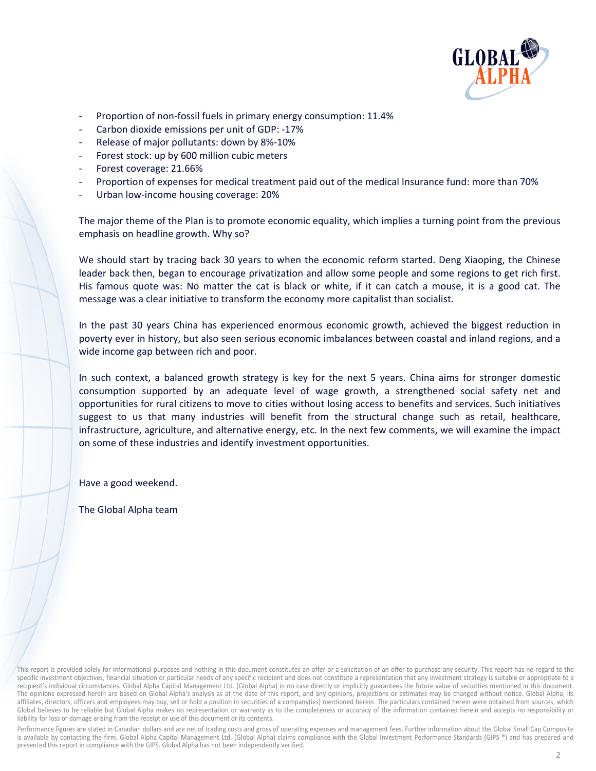- Proportion of non-fossil fuels in primary energy consumption: 11.4%
- Carbon dioxide emissions per unit of GDP: -17%
- Release of major pollutants: down by 8%-10%
- Forest stock: up by 600 million cubic meters
- Forest coverage: 21.66%
- Proportion of expenses for medical treatment paid out of the medical Insurance fund: more than 70%
- Urban low-income housing coverage: 20%

The major theme of the Plan is to promote economic equality, which implies a turning point from the previous emphasis on headline growth. Why so?

We should start by tracing back 30 years to when the economic reform started. Deng Xiaoping, the Chinese leader back then, began to encourage privatization and allow some people and some regions to get rich first. His famous quote was: No matter the cat is black or white, if it can catch a mouse, it is a good cat. The message was a clear initiative to transform the economy more capitalist than socialist.

In the past 30 years China has experienced enormous economic growth, achieved the biggest reduction in poverty ever in history, but also seen serious economic imbalances between coastal and inland regions, and a wide income gap between rich and poor.

In such context, a balanced growth strategy is key for the next 5 years. China aims for stronger domestic consumption supported by an adequate level of wage growth, a strengthened social safety net and opportunities for rural citizens to move to cities without losing access to benefits and services. Such initiatives suggest to us that many industries will benefit from the structural change such as retail, healthcare, infrastructure, agriculture, and alternative energy, etc. In the next few comments, we will examine the impact on some of these industries and identify investment opportunities.

Have a good weekend.

The Global Alpha team

This report is provided solely for informational purposes and nothing in this document constitutes an offer or a solicitation of an offer to purchase any security. This report has no regard to the specific investment objectives, financial situation or particular needs of any specific recipient and does not constitute a representation that any investment strategy is suitable or appropriate to a recipient's individual circumstances. Global Alpha Capital Management Ltd. (Global Alpha) in no case directly or implicitly guarantees the future value of securities mentioned in this document. The opinions expressed herein are based on Global Alpha's analysis as at the date of this report, and any opinions, projections or estimates may be changed without notice. Global Alpha, its affiliates, directors, officers and employees may buy, sell or hold a position in securities of a company(ies) mentioned herein. The particulars contained herein were obtained from sources, which Global believes to be reliable but Global Alpha makes no representation or warranty as to the completeness or accuracy of the information contained herein and accepts no responsibility or liability for loss or damage arising from the receipt or use of this document or its contents.

Performance figures are stated in Canadian dollars and are net of trading costs and gross of operating expenses and management fees. Further information about the Global Small Cap Composite is available by contacting the firm. Global Alpha Capital Management Ltd. (Global Alpha) claims compliance with the Global Investment Performance Standards (GIPS ®) and has prepared and presented this report in compliance with the GIPS. Global Alpha has not been independently verified.